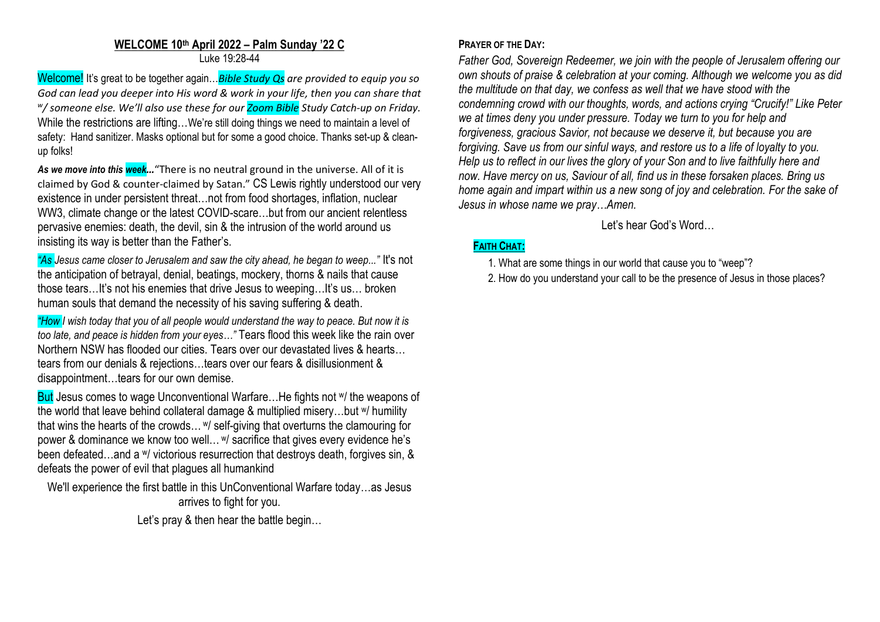## WELCOME 10th April 2022 – Palm Sunday '22 C

Luke 19:28-44

Welcome! It's great to be together again…*Bible Study Qs are provided to equip you so God can lead you deeper into His word & work in your life, then you can share that w/ someone else. We'll also use these for our Zoom Bible Study Catch-up on Friday.* While the restrictions are lifting…We're still doing things we need to maintain a level of safety: Hand sanitizer. Masks optional but for some a good choice. Thanks set-up & clean-up folks!

***As we move into this week...*** "There is no neutral ground in the universe. All of it is claimed by God & counter-claimed by Satan." CS Lewis rightly understood our very existence in under persistent threat…not from food shortages, inflation, nuclear WW3, climate change or the latest COVID-scare…but from our ancient relentless pervasive enemies: death, the devil, sin & the intrusion of the world around us insisting its way is better than the Father's.

*"As Jesus came closer to Jerusalem and saw the city ahead, he began to weep..."* It's not the anticipation of betrayal, denial, beatings, mockery, thorns & nails that cause those tears…It's not his enemies that drive Jesus to weeping…It's us… broken human souls that demand the necessity of his saving suffering & death.

*"How I wish today that you of all people would understand the way to peace. But now it is too late, and peace is hidden from your eyes…"* Tears flood this week like the rain over Northern NSW has flooded our cities. Tears over our devastated lives & hearts… tears from our denials & rejections…tears over our fears & disillusionment & disappointment…tears for our own demise.

But Jesus comes to wage Unconventional Warfare…He fights not w/ the weapons of the world that leave behind collateral damage & multiplied misery…but w/ humility that wins the hearts of the crowds… w/ self-giving that overturns the clamouring for power & dominance we know too well… w/ sacrifice that gives every evidence he's been defeated…and a w/ victorious resurrection that destroys death, forgives sin, & defeats the power of evil that plagues all humankind

We'll experience the first battle in this UnConventional Warfare today…as Jesus arrives to fight for you.

Let's pray & then hear the battle begin…

**PRAYER OF THE DAY:**

*Father God, Sovereign Redeemer, we join with the people of Jerusalem offering our own shouts of praise & celebration at your coming. Although we welcome you as did the multitude on that day, we confess as well that we have stood with the condemning crowd with our thoughts, words, and actions crying "Crucify!" Like Peter we at times deny you under pressure. Today we turn to you for help and forgiveness, gracious Savior, not because we deserve it, but because you are forgiving. Save us from our sinful ways, and restore us to a life of loyalty to you. Help us to reflect in our lives the glory of your Son and to live faithfully here and now. Have mercy on us, Saviour of all, find us in these forsaken places. Bring us home again and impart within us a new song of joy and celebration. For the sake of Jesus in whose name we pray…Amen.*

Let's hear God's Word…

**FAITH CHAT:**

1. What are some things in our world that cause you to "weep"?
2. How do you understand your call to be the presence of Jesus in those places?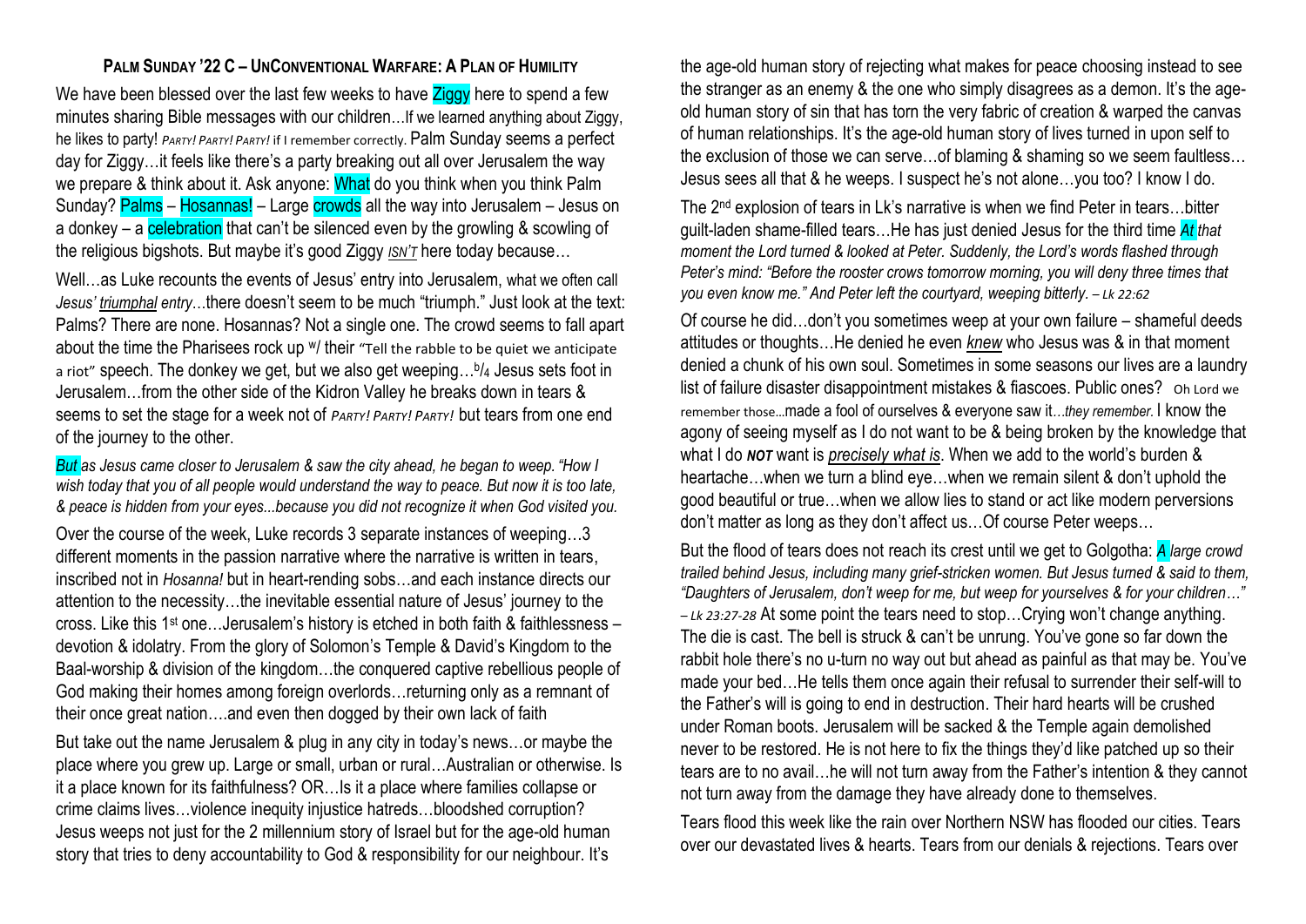### PALM SUNDAY '22 C – UNCONVENTIONAL WARFARE: A PLAN OF HUMILITY

We have been blessed over the last few weeks to have Ziggy here to spend a few minutes sharing Bible messages with our children…If we learned anything about Ziggy, he likes to party! *PARTY! PARTY! PARTY!* if I remember correctly. Palm Sunday seems a perfect day for Ziggy…it feels like there's a party breaking out all over Jerusalem the way we prepare & think about it. Ask anyone: What do you think when you think Palm Sunday? Palms – Hosannas! – Large crowds all the way into Jerusalem – Jesus on a donkey – a celebration that can't be silenced even by the growling & scowling of the religious bigshots. But maybe it's good Ziggy ***ISN'T*** here today because…

Well…as Luke recounts the events of Jesus' entry into Jerusalem, what we often call *Jesus' triumphal entry*…there doesn't seem to be much "triumph." Just look at the text: Palms? There are none. Hosannas? Not a single one. The crowd seems to fall apart about the time the Pharisees rock up w/ their "Tell the rabble to be quiet we anticipate a riot" speech. The donkey we get, but we also get weeping…$^b/_4$ Jesus sets foot in Jerusalem…from the other side of the Kidron Valley he breaks down in tears & seems to set the stage for a week not of *PARTY! PARTY! PARTY!* but tears from one end of the journey to the other.

*But as Jesus came closer to Jerusalem & saw the city ahead, he began to weep. "How I wish today that you of all people would understand the way to peace. But now it is too late, & peace is hidden from your eyes...because you did not recognize it when God visited you.*

Over the course of the week, Luke records 3 separate instances of weeping…3 different moments in the passion narrative where the narrative is written in tears, inscribed not in *Hosanna!* but in heart-rending sobs…and each instance directs our attention to the necessity…the inevitable essential nature of Jesus' journey to the cross. Like this 1st one…Jerusalem's history is etched in both faith & faithlessness – devotion & idolatry. From the glory of Solomon's Temple & David's Kingdom to the Baal-worship & division of the kingdom…the conquered captive rebellious people of God making their homes among foreign overlords…returning only as a remnant of their once great nation….and even then dogged by their own lack of faith

But take out the name Jerusalem & plug in any city in today's news…or maybe the place where you grew up. Large or small, urban or rural…Australian or otherwise. Is it a place known for its faithfulness? OR…Is it a place where families collapse or crime claims lives…violence inequity injustice hatreds…bloodshed corruption? Jesus weeps not just for the 2 millennium story of Israel but for the age-old human story that tries to deny accountability to God & responsibility for our neighbour. It's the age-old human story of rejecting what makes for peace choosing instead to see the stranger as an enemy & the one who simply disagrees as a demon. It's the age-old human story of sin that has torn the very fabric of creation & warped the canvas of human relationships. It's the age-old human story of lives turned in upon self to the exclusion of those we can serve…of blaming & shaming so we seem faultless… Jesus sees all that & he weeps. I suspect he's not alone…you too? I know I do.

The 2nd explosion of tears in Lk's narrative is when we find Peter in tears…bitter guilt-laden shame-filled tears…He has just denied Jesus for the third time *At that moment the Lord turned & looked at Peter. Suddenly, the Lord's words flashed through Peter's mind: "Before the rooster crows tomorrow morning, you will deny three times that you even know me." And Peter left the courtyard, weeping bitterly. – Lk 22:62*

Of course he did…don't you sometimes weep at your own failure – shameful deeds attitudes or thoughts…He denied he even *knew* who Jesus was & in that moment denied a chunk of his own soul. Sometimes in some seasons our lives are a laundry list of failure disaster disappointment mistakes & fiascoes. Public ones? Oh Lord we remember those...made a fool of ourselves & everyone saw it…*they remember*. I know the agony of seeing myself as I do not want to be & being broken by the knowledge that what I do ***NOT*** want is *precisely what is*. When we add to the world's burden & heartache…when we turn a blind eye…when we remain silent & don't uphold the good beautiful or true…when we allow lies to stand or act like modern perversions don't matter as long as they don't affect us…Of course Peter weeps…

But the flood of tears does not reach its crest until we get to Golgotha: *A large crowd trailed behind Jesus, including many grief-stricken women. But Jesus turned & said to them, "Daughters of Jerusalem, don't weep for me, but weep for yourselves & for your children…" – Lk 23:27-28* At some point the tears need to stop…Crying won't change anything. The die is cast. The bell is struck & can't be unrung. You've gone so far down the rabbit hole there's no u-turn no way out but ahead as painful as that may be. You've made your bed…He tells them once again their refusal to surrender their self-will to the Father's will is going to end in destruction. Their hard hearts will be crushed under Roman boots. Jerusalem will be sacked & the Temple again demolished never to be restored. He is not here to fix the things they'd like patched up so their tears are to no avail…he will not turn away from the Father's intention & they cannot not turn away from the damage they have already done to themselves.

Tears flood this week like the rain over Northern NSW has flooded our cities. Tears over our devastated lives & hearts. Tears from our denials & rejections. Tears over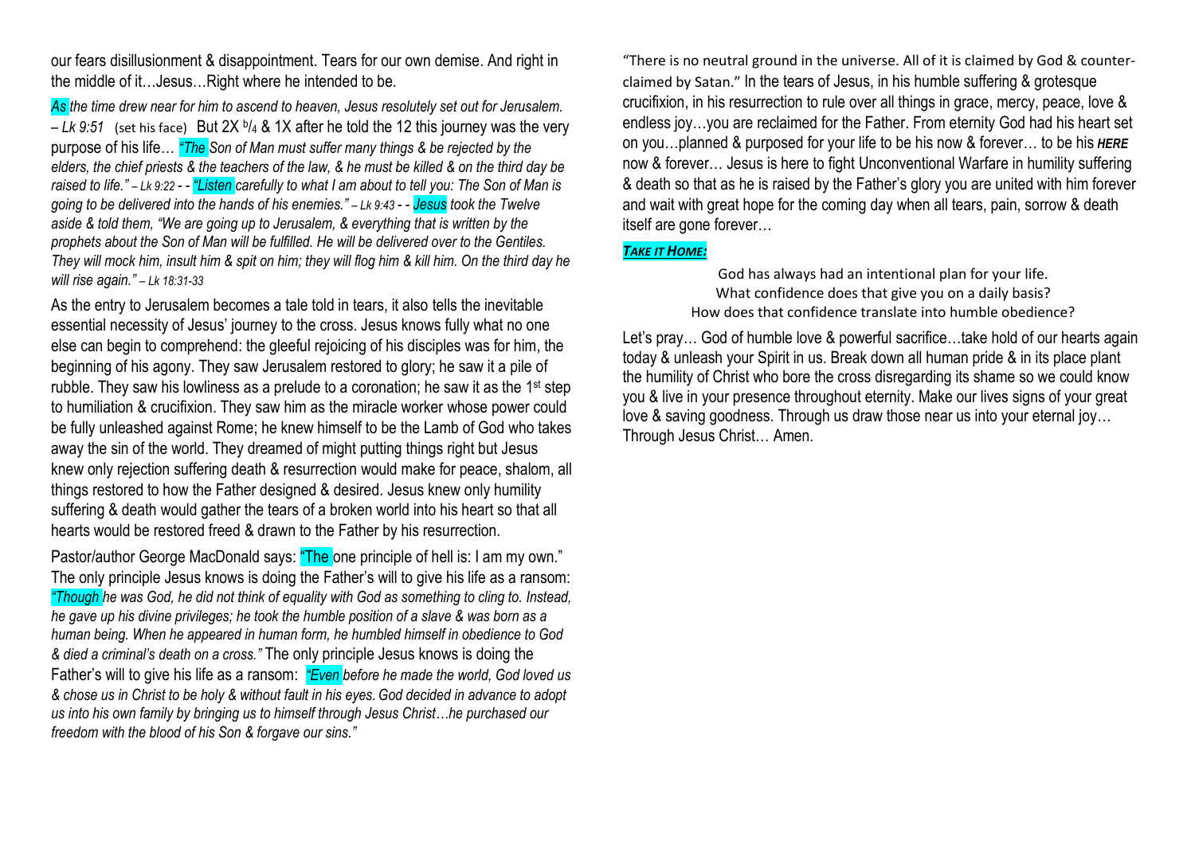our fears disillusionment & disappointment. Tears for our own demise. And right in the middle of it…Jesus…Right where he intended to be.

*As the time drew near for him to ascend to heaven, Jesus resolutely set out for Jerusalem. – Lk 9:51* (set his face) But 2X $^{b}/_{4}$ & 1X after he told the 12 this journey was the very purpose of his life… *"The Son of Man must suffer many things & be rejected by the elders, the chief priests & the teachers of the law, & he must be killed & on the third day be raised to life." – Lk 9:22 - - "Listen carefully to what I am about to tell you: The Son of Man is going to be delivered into the hands of his enemies." – Lk 9:43 - - Jesus took the Twelve aside & told them, "We are going up to Jerusalem, & everything that is written by the prophets about the Son of Man will be fulfilled. He will be delivered over to the Gentiles. They will mock him, insult him & spit on him; they will flog him & kill him. On the third day he will rise again." – Lk 18:31-33*

As the entry to Jerusalem becomes a tale told in tears, it also tells the inevitable essential necessity of Jesus' journey to the cross. Jesus knows fully what no one else can begin to comprehend: the gleeful rejoicing of his disciples was for him, the beginning of his agony. They saw Jerusalem restored to glory; he saw it a pile of rubble. They saw his lowliness as a prelude to a coronation; he saw it as the 1st step to humiliation & crucifixion. They saw him as the miracle worker whose power could be fully unleashed against Rome; he knew himself to be the Lamb of God who takes away the sin of the world. They dreamed of might putting things right but Jesus knew only rejection suffering death & resurrection would make for peace, shalom, all things restored to how the Father designed & desired. Jesus knew only humility suffering & death would gather the tears of a broken world into his heart so that all hearts would be restored freed & drawn to the Father by his resurrection.

Pastor/author George MacDonald says: "The one principle of hell is: I am my own." The only principle Jesus knows is doing the Father's will to give his life as a ransom: *"Though he was God, he did not think of equality with God as something to cling to. Instead, he gave up his divine privileges; he took the humble position of a slave & was born as a human being. When he appeared in human form, he humbled himself in obedience to God & died a criminal's death on a cross."* The only principle Jesus knows is doing the Father's will to give his life as a ransom: *"Even before he made the world, God loved us & chose us in Christ to be holy & without fault in his eyes. God decided in advance to adopt us into his own family by bringing us to himself through Jesus Christ…he purchased our freedom with the blood of his Son & forgave our sins."*

"There is no neutral ground in the universe. All of it is claimed by God & counter-claimed by Satan." In the tears of Jesus, in his humble suffering & grotesque crucifixion, in his resurrection to rule over all things in grace, mercy, peace, love & endless joy…you are reclaimed for the Father. From eternity God had his heart set on you…planned & purposed for your life to be his now & forever… to be his ***HERE*** now & forever… Jesus is here to fight Unconventional Warfare in humility suffering & death so that as he is raised by the Father's glory you are united with him forever and wait with great hope for the coming day when all tears, pain, sorrow & death itself are gone forever…

***TAKE IT HOME:***

God has always had an intentional plan for your life.
What confidence does that give you on a daily basis?
How does that confidence translate into humble obedience?

Let's pray… God of humble love & powerful sacrifice…take hold of our hearts again today & unleash your Spirit in us. Break down all human pride & in its place plant the humility of Christ who bore the cross disregarding its shame so we could know you & live in your presence throughout eternity. Make our lives signs of your great love & saving goodness. Through us draw those near us into your eternal joy… Through Jesus Christ… Amen.